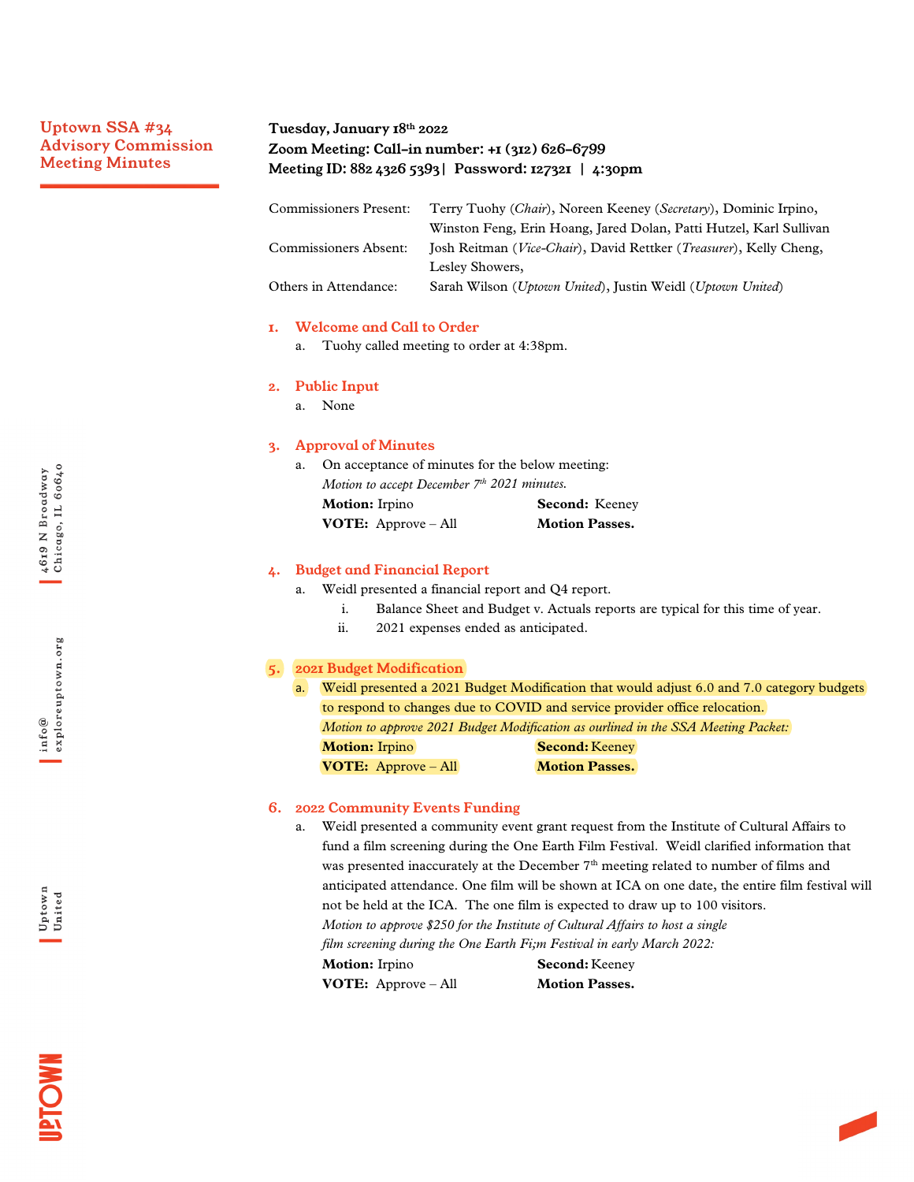# Uptown SSA #34 Advisory Commission Meeting Minutes

**Tuesday, January 18th 2022**
**Zoom Meeting: Call-in number: +1 (312) 626-6799**
**Meeting ID: 882 4326 5393 | Password: 127321 | 4:30pm**

| | |
|---|---|
| Commissioners Present: | Terry Tuohy (*Chair*), Noreen Keeney (*Secretary*), Dominic Irpino, Winston Feng, Erin Hoang, Jared Dolan, Patti Hutzel, Karl Sullivan |
| Commissioners Absent: | Josh Reitman (*Vice-Chair*), David Rettker (*Treasurer*), Kelly Cheng, Lesley Showers, |
| Others in Attendance: | Sarah Wilson (*Uptown United*), Justin Weidl (*Uptown United*) |

## 1. Welcome and Call to Order

a. Tuohy called meeting to order at 4:38pm.

## 2. Public Input

a. None

## 3. Approval of Minutes

a. On acceptance of minutes for the below meeting:
*Motion to accept December 7th 2021 minutes.*
**Motion:** Irpino **Second:** Keeney
**VOTE:** Approve – All **Motion Passes.**

## 4. Budget and Financial Report

a. Weidl presented a financial report and Q4 report.
   i. Balance Sheet and Budget v. Actuals reports are typical for this time of year.
   ii. 2021 expenses ended as anticipated.

## 5. 2021 Budget Modification

a. Weidl presented a 2021 Budget Modification that would adjust 6.0 and 7.0 category budgets to respond to changes due to COVID and service provider office relocation.
*Motion to approve 2021 Budget Modification as ourlined in the SSA Meeting Packet:*
**Motion:** Irpino **Second:** Keeney
**VOTE:** Approve – All **Motion Passes.**

## 6. 2022 Community Events Funding

a. Weidl presented a community event grant request from the Institute of Cultural Affairs to fund a film screening during the One Earth Film Festival. Weidl clarified information that was presented inaccurately at the December 7th meeting related to number of films and anticipated attendance. One film will be shown at ICA on one date, the entire film festival will not be held at the ICA. The one film is expected to draw up to 100 visitors.
*Motion to approve $250 for the Institute of Cultural Affairs to host a single film screening during the One Earth Fi;m Festival in early March 2022:*
**Motion:** Irpino **Second:** Keeney
**VOTE:** Approve – All **Motion Passes.**

4619 N Broadway
Chicago, IL 60640

info@exploreuptown.org

Uptown United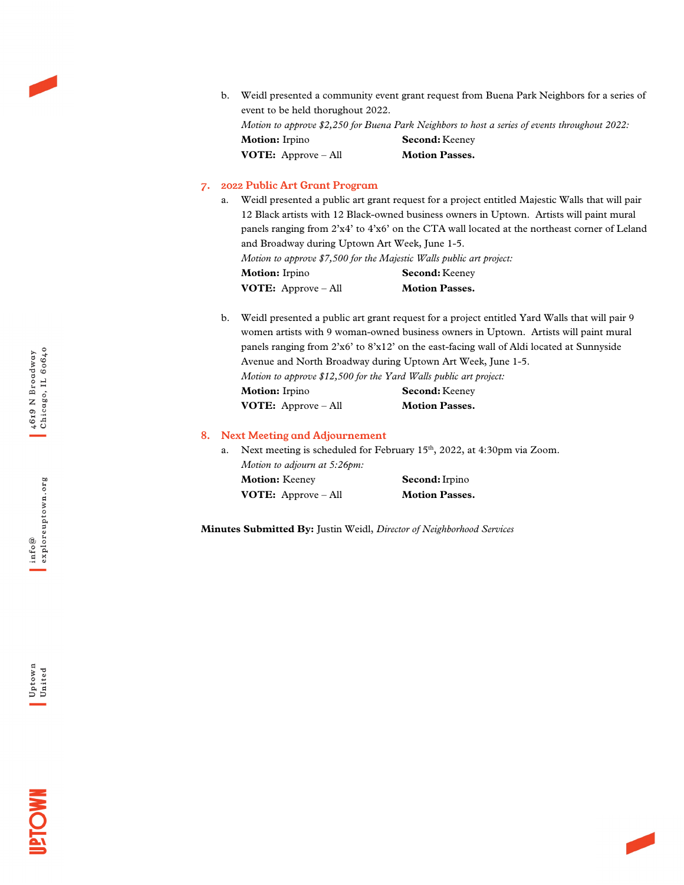b. Weidl presented a community event grant request from Buena Park Neighbors for a series of event to be held thoroughout 2022.

*Motion to approve $2,250 for Buena Park Neighbors to host a series of events throughout 2022:*

**Motion:** Irpino **Second:** Keeney
**VOTE:** Approve – All **Motion Passes.**

## 7. 2022 Public Art Grant Program

a. Weidl presented a public art grant request for a project entitled Majestic Walls that will pair 12 Black artists with 12 Black-owned business owners in Uptown. Artists will paint mural panels ranging from 2'x4' to 4'x6' on the CTA wall located at the northeast corner of Leland and Broadway during Uptown Art Week, June 1-5.

*Motion to approve $7,500 for the Majestic Walls public art project:*

**Motion:** Irpino **Second:** Keeney
**VOTE:** Approve – All **Motion Passes.**

b. Weidl presented a public art grant request for a project entitled Yard Walls that will pair 9 women artists with 9 woman-owned business owners in Uptown. Artists will paint mural panels ranging from 2'x6' to 8'x12' on the east-facing wall of Aldi located at Sunnyside Avenue and North Broadway during Uptown Art Week, June 1-5.

*Motion to approve $12,500 for the Yard Walls public art project:*

**Motion:** Irpino **Second:** Keeney
**VOTE:** Approve – All **Motion Passes.**

## 8. Next Meeting and Adjournement

a. Next meeting is scheduled for February 15th, 2022, at 4:30pm via Zoom.

*Motion to adjourn at 5:26pm:*

**Motion:** Keeney **Second:** Irpino
**VOTE:** Approve – All **Motion Passes.**

**Minutes Submitted By:** Justin Weidl, *Director of Neighborhood Services*